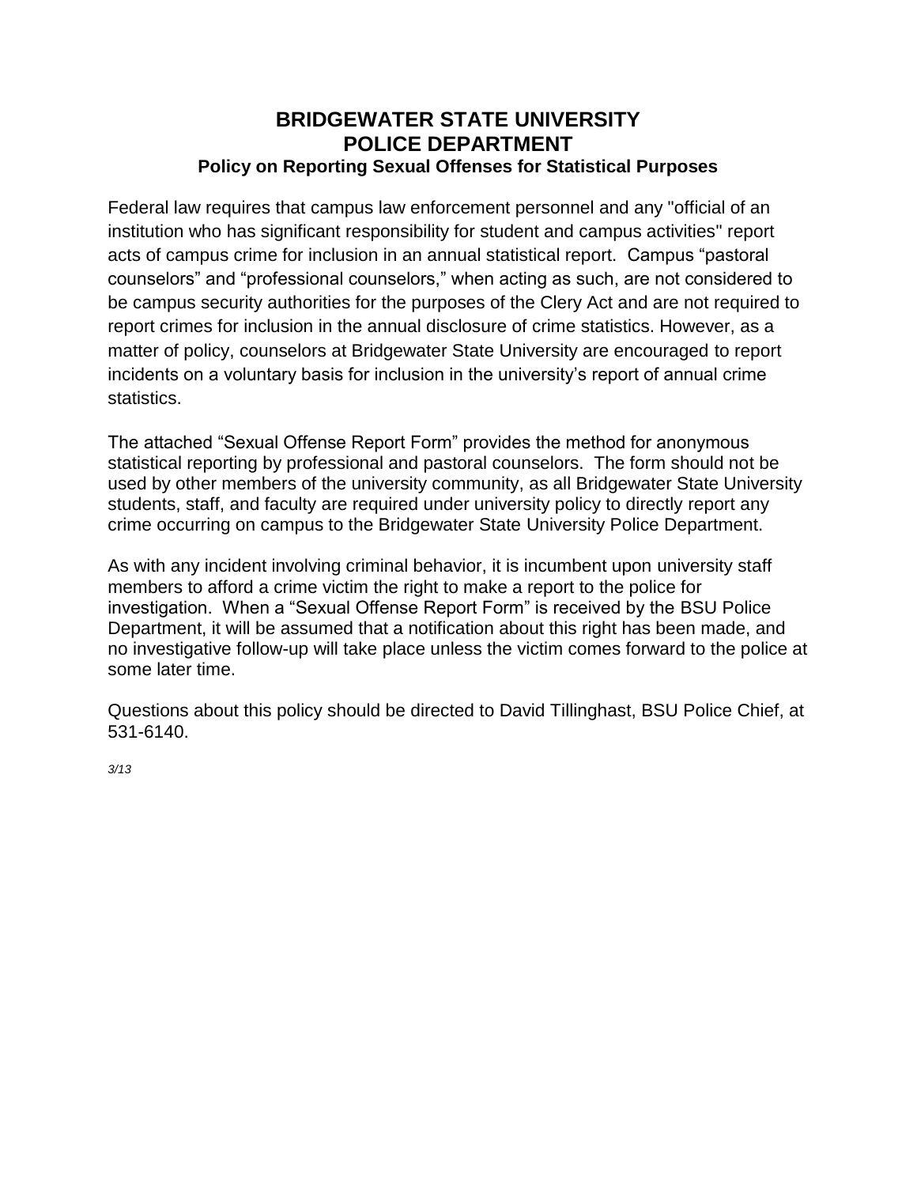# BRIDGEWATER STATE UNIVERSITY
# POLICE DEPARTMENT
### Policy on Reporting Sexual Offenses for Statistical Purposes

Federal law requires that campus law enforcement personnel and any "official of an institution who has significant responsibility for student and campus activities" report acts of campus crime for inclusion in an annual statistical report. Campus "pastoral counselors" and "professional counselors," when acting as such, are not considered to be campus security authorities for the purposes of the Clery Act and are not required to report crimes for inclusion in the annual disclosure of crime statistics. However, as a matter of policy, counselors at Bridgewater State University are encouraged to report incidents on a voluntary basis for inclusion in the university's report of annual crime statistics.

The attached "Sexual Offense Report Form" provides the method for anonymous statistical reporting by professional and pastoral counselors. The form should not be used by other members of the university community, as all Bridgewater State University students, staff, and faculty are required under university policy to directly report any crime occurring on campus to the Bridgewater State University Police Department.

As with any incident involving criminal behavior, it is incumbent upon university staff members to afford a crime victim the right to make a report to the police for investigation. When a "Sexual Offense Report Form" is received by the BSU Police Department, it will be assumed that a notification about this right has been made, and no investigative follow-up will take place unless the victim comes forward to the police at some later time.

Questions about this policy should be directed to David Tillinghast, BSU Police Chief, at 531-6140.

*3/13*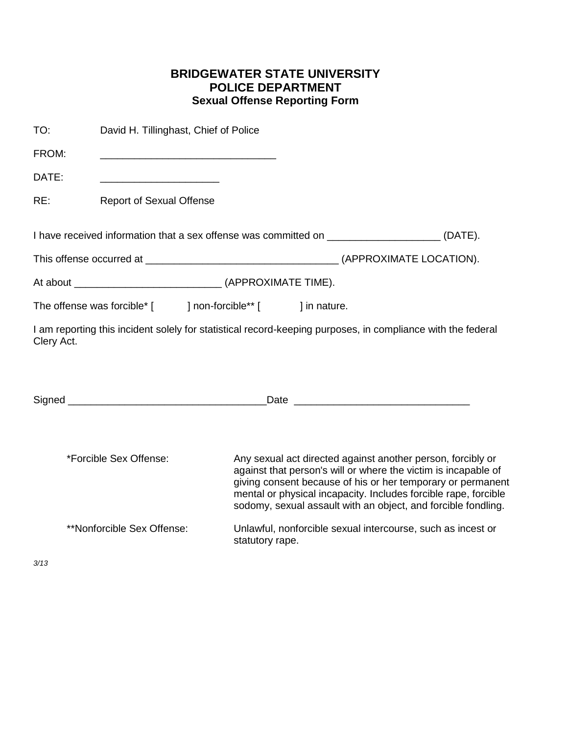# BRIDGEWATER STATE UNIVERSITY
# POLICE DEPARTMENT
## Sexual Offense Reporting Form

TO: David H. Tillinghast, Chief of Police

FROM: ______________________________

DATE: ____________________

RE: Report of Sexual Offense

I have received information that a sex offense was committed on ___________________ (DATE).

This offense occurred at _________________________________ (APPROXIMATE LOCATION).

At about _________________________ (APPROXIMATE TIME).

The offense was forcible* [ ] non-forcible** [ ] in nature.

I am reporting this incident solely for statistical record-keeping purposes, in compliance with the federal Clery Act.

Signed __________________________________Date ______________________________

| | |
|---|---|
| *Forcible Sex Offense: | Any sexual act directed against another person, forcibly or against that person's will or where the victim is incapable of giving consent because of his or her temporary or permanent mental or physical incapacity. Includes forcible rape, forcible sodomy, sexual assault with an object, and forcible fondling. |
| **Nonforcible Sex Offense: | Unlawful, nonforcible sexual intercourse, such as incest or statutory rape. |

*3/13*